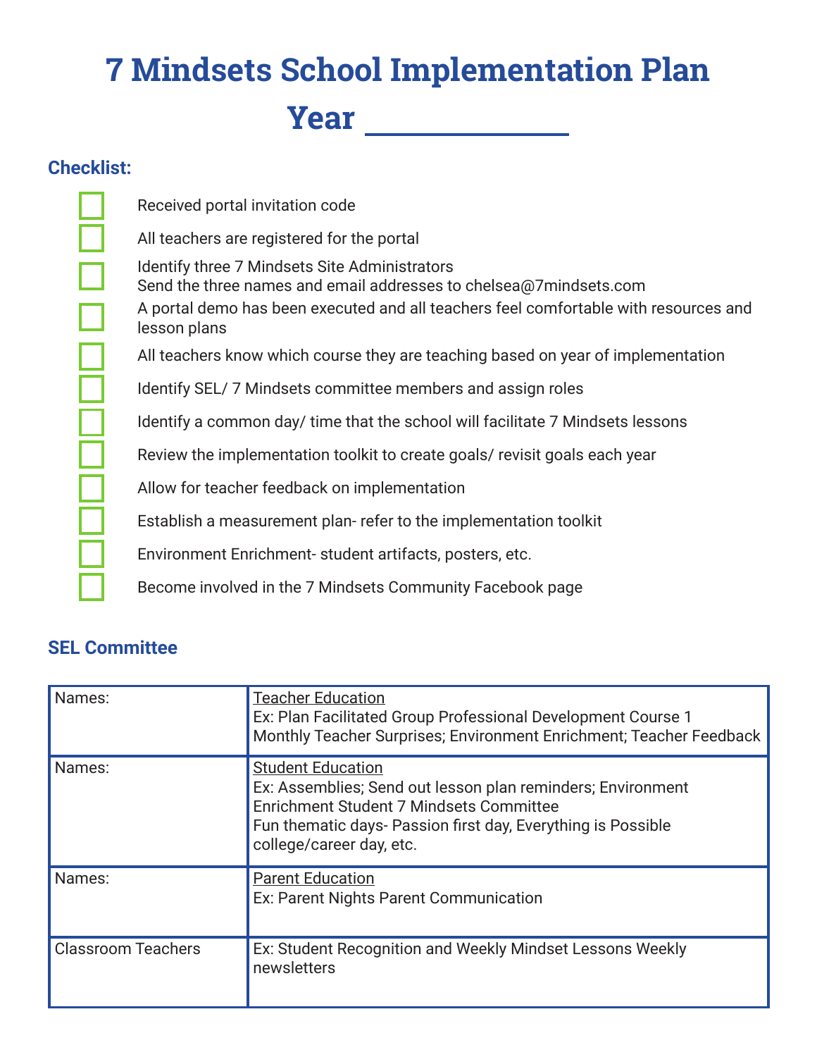# 7 Mindsets School Implementation Plan Year ___________

### Checklist:

- [ ] Received portal invitation code
- [ ] All teachers are registered for the portal
- [ ] Identify three 7 Mindsets Site Administrators
  Send the three names and email addresses to chelsea@7mindsets.com
- [ ] A portal demo has been executed and all teachers feel comfortable with resources and lesson plans
- [ ] All teachers know which course they are teaching based on year of implementation
- [ ] Identify SEL/ 7 Mindsets committee members and assign roles
- [ ] Identify a common day/ time that the school will facilitate 7 Mindsets lessons
- [ ] Review the implementation toolkit to create goals/ revisit goals each year
- [ ] Allow for teacher feedback on implementation
- [ ] Establish a measurement plan- refer to the implementation toolkit
- [ ] Environment Enrichment- student artifacts, posters, etc.
- [ ] Become involved in the 7 Mindsets Community Facebook page

### SEL Committee

| | |
|---|---|
| Names: | <u>Teacher Education</u><br>Ex: Plan Facilitated Group Professional Development Course 1<br>Monthly Teacher Surprises; Environment Enrichment; Teacher Feedback |
| Names: | <u>Student Education</u><br>Ex: Assemblies; Send out lesson plan reminders; Environment Enrichment Student 7 Mindsets Committee<br>Fun thematic days- Passion first day, Everything is Possible college/career day, etc. |
| Names: | <u>Parent Education</u><br>Ex: Parent Nights Parent Communication |
| Classroom Teachers | Ex: Student Recognition and Weekly Mindset Lessons Weekly newsletters |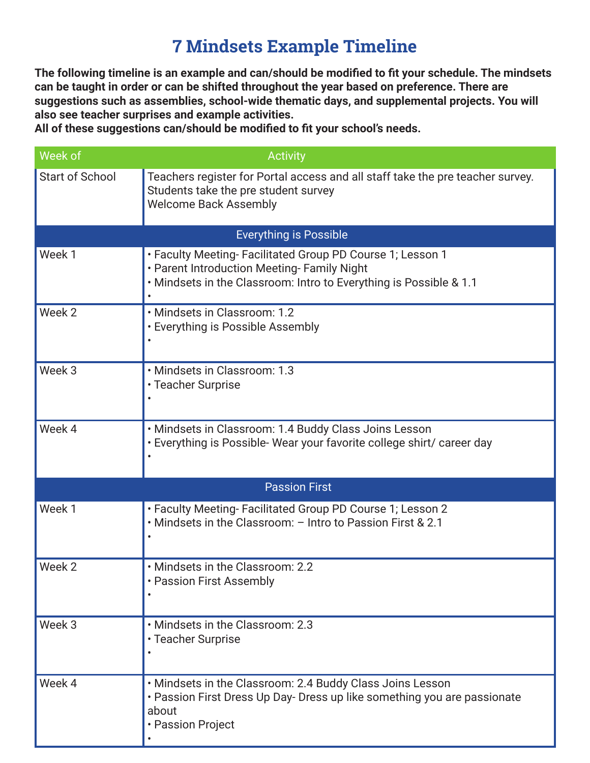# 7 Mindsets Example Timeline

**The following timeline is an example and can/should be modified to fit your schedule. The mindsets can be taught in order or can be shifted throughout the year based on preference. There are suggestions such as assemblies, school-wide thematic days, and supplemental projects. You will also see teacher surprises and example activities.**
**All of these suggestions can/should be modified to fit your school's needs.**

| Week of | Activity |
|---|---|
| Start of School | Teachers register for Portal access and all staff take the pre teacher survey.<br>Students take the pre student survey<br>Welcome Back Assembly |
| **Everything is Possible** | |
| Week 1 | • Faculty Meeting- Facilitated Group PD Course 1; Lesson 1<br>• Parent Introduction Meeting- Family Night<br>• Mindsets in the Classroom: Intro to Everything is Possible & 1.1<br>• |
| Week 2 | • Mindsets in Classroom: 1.2<br>• Everything is Possible Assembly<br>• |
| Week 3 | • Mindsets in Classroom: 1.3<br>• Teacher Surprise<br>• |
| Week 4 | • Mindsets in Classroom: 1.4 Buddy Class Joins Lesson<br>• Everything is Possible- Wear your favorite college shirt/ career day<br>• |
| **Passion First** | |
| Week 1 | • Faculty Meeting- Facilitated Group PD Course 1; Lesson 2<br>• Mindsets in the Classroom: – Intro to Passion First & 2.1<br>• |
| Week 2 | • Mindsets in the Classroom: 2.2<br>• Passion First Assembly<br>• |
| Week 3 | • Mindsets in the Classroom: 2.3<br>• Teacher Surprise<br>• |
| Week 4 | • Mindsets in the Classroom: 2.4 Buddy Class Joins Lesson<br>• Passion First Dress Up Day- Dress up like something you are passionate about<br>• Passion Project<br>• |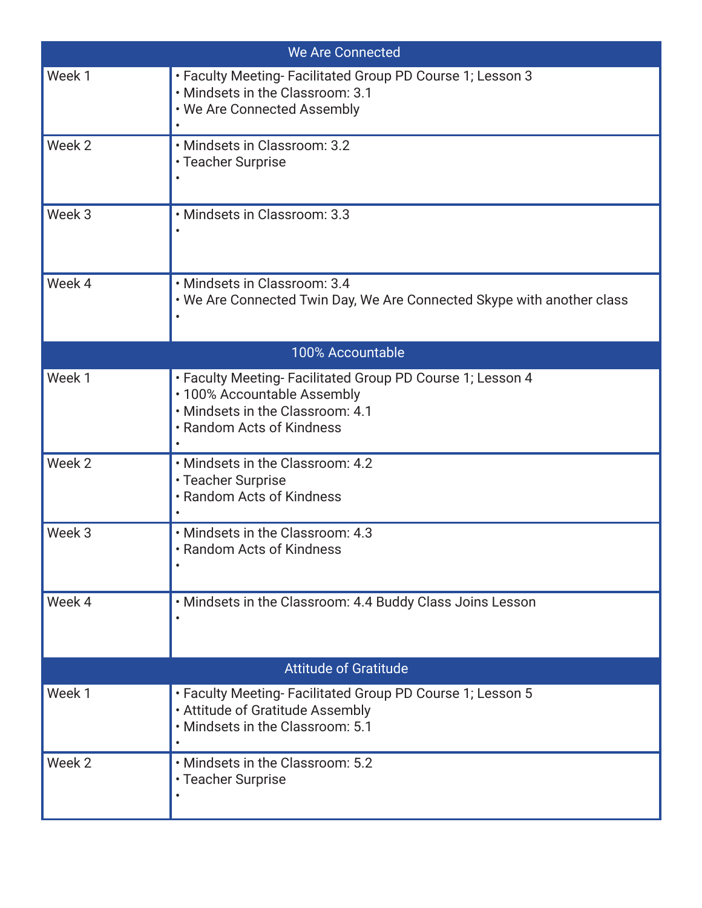| We Are Connected | |
|---|---|
| Week 1 | • Faculty Meeting- Facilitated Group PD Course 1; Lesson 3<br>• Mindsets in the Classroom: 3.1<br>• We Are Connected Assembly<br>• |
| Week 2 | • Mindsets in Classroom: 3.2<br>• Teacher Surprise<br>• |
| Week 3 | • Mindsets in Classroom: 3.3<br>• |
| Week 4 | • Mindsets in Classroom: 3.4<br>• We Are Connected Twin Day, We Are Connected Skype with another class<br>• |
| **100% Accountable** | |
| Week 1 | • Faculty Meeting- Facilitated Group PD Course 1; Lesson 4<br>• 100% Accountable Assembly<br>• Mindsets in the Classroom: 4.1<br>• Random Acts of Kindness<br>• |
| Week 2 | • Mindsets in the Classroom: 4.2<br>• Teacher Surprise<br>• Random Acts of Kindness<br>• |
| Week 3 | • Mindsets in the Classroom: 4.3<br>• Random Acts of Kindness<br>• |
| Week 4 | • Mindsets in the Classroom: 4.4 Buddy Class Joins Lesson<br>• |
| **Attitude of Gratitude** | |
| Week 1 | • Faculty Meeting- Facilitated Group PD Course 1; Lesson 5<br>• Attitude of Gratitude Assembly<br>• Mindsets in the Classroom: 5.1<br>• |
| Week 2 | • Mindsets in the Classroom: 5.2<br>• Teacher Surprise<br>• |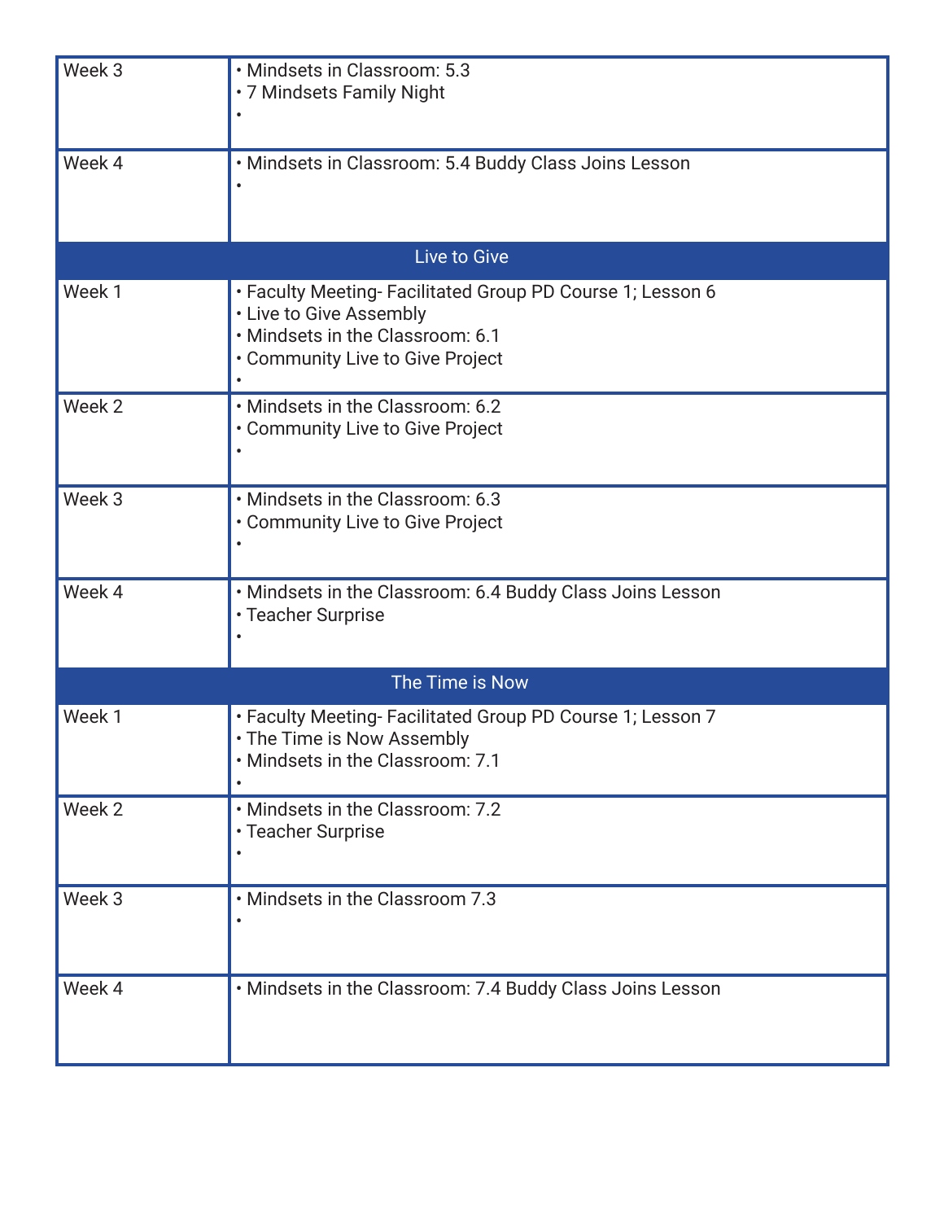| | |
|---|---|
| Week 3 | • Mindsets in Classroom: 5.3<br>• 7 Mindsets Family Night<br>• |
| Week 4 | • Mindsets in Classroom: 5.4 Buddy Class Joins Lesson<br>• |
| **Live to Give** | |
| Week 1 | • Faculty Meeting- Facilitated Group PD Course 1; Lesson 6<br>• Live to Give Assembly<br>• Mindsets in the Classroom: 6.1<br>• Community Live to Give Project<br>• |
| Week 2 | • Mindsets in the Classroom: 6.2<br>• Community Live to Give Project<br>• |
| Week 3 | • Mindsets in the Classroom: 6.3<br>• Community Live to Give Project<br>• |
| Week 4 | • Mindsets in the Classroom: 6.4 Buddy Class Joins Lesson<br>• Teacher Surprise<br>• |
| **The Time is Now** | |
| Week 1 | • Faculty Meeting- Facilitated Group PD Course 1; Lesson 7<br>• The Time is Now Assembly<br>• Mindsets in the Classroom: 7.1<br>• |
| Week 2 | • Mindsets in the Classroom: 7.2<br>• Teacher Surprise<br>• |
| Week 3 | • Mindsets in the Classroom 7.3<br>• |
| Week 4 | • Mindsets in the Classroom: 7.4 Buddy Class Joins Lesson |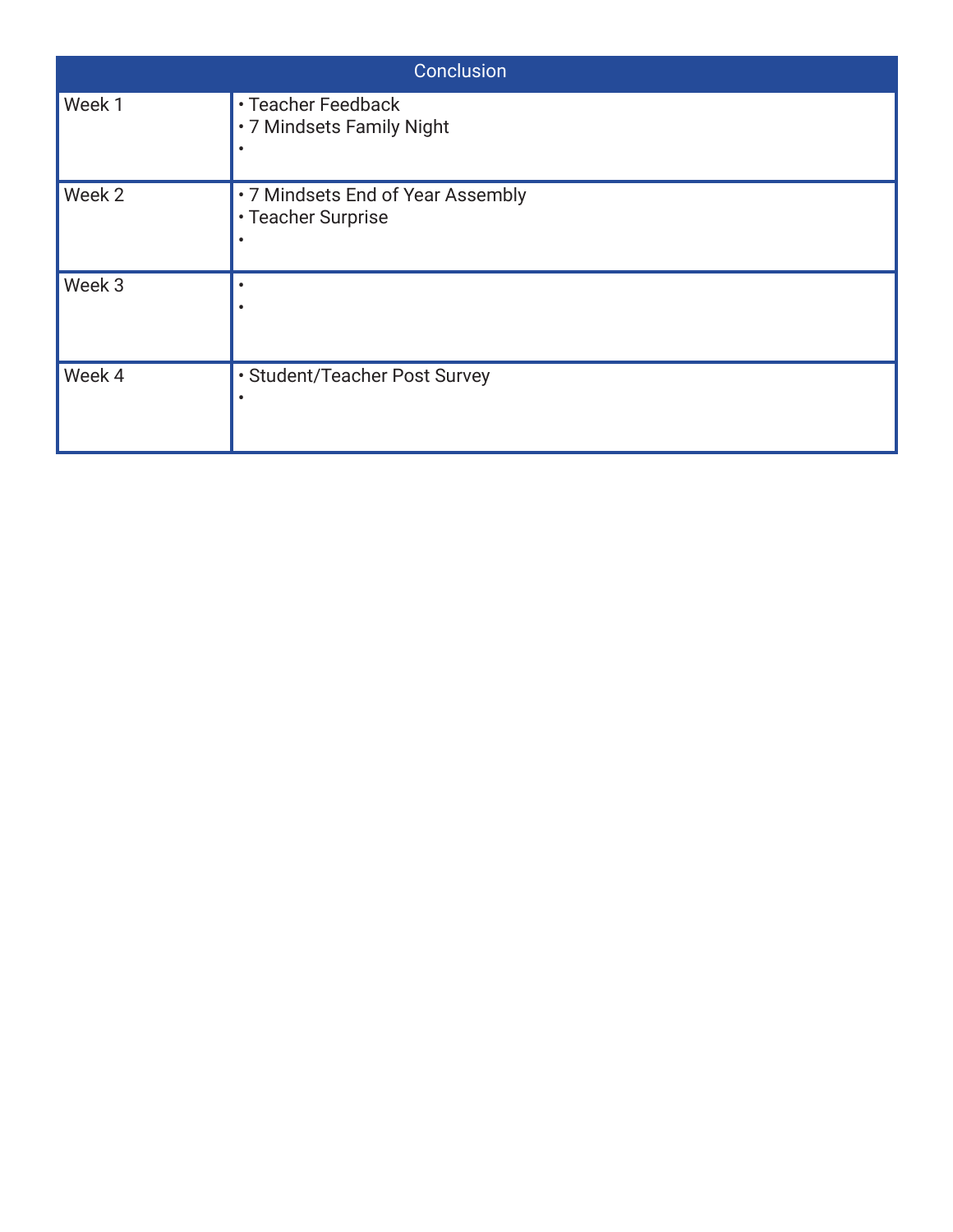| Conclusion | |
|---|---|
| Week 1 | • Teacher Feedback<br>• 7 Mindsets Family Night<br>• |
| Week 2 | • 7 Mindsets End of Year Assembly<br>• Teacher Surprise<br>• |
| Week 3 | •<br>• |
| Week 4 | • Student/Teacher Post Survey<br>• |